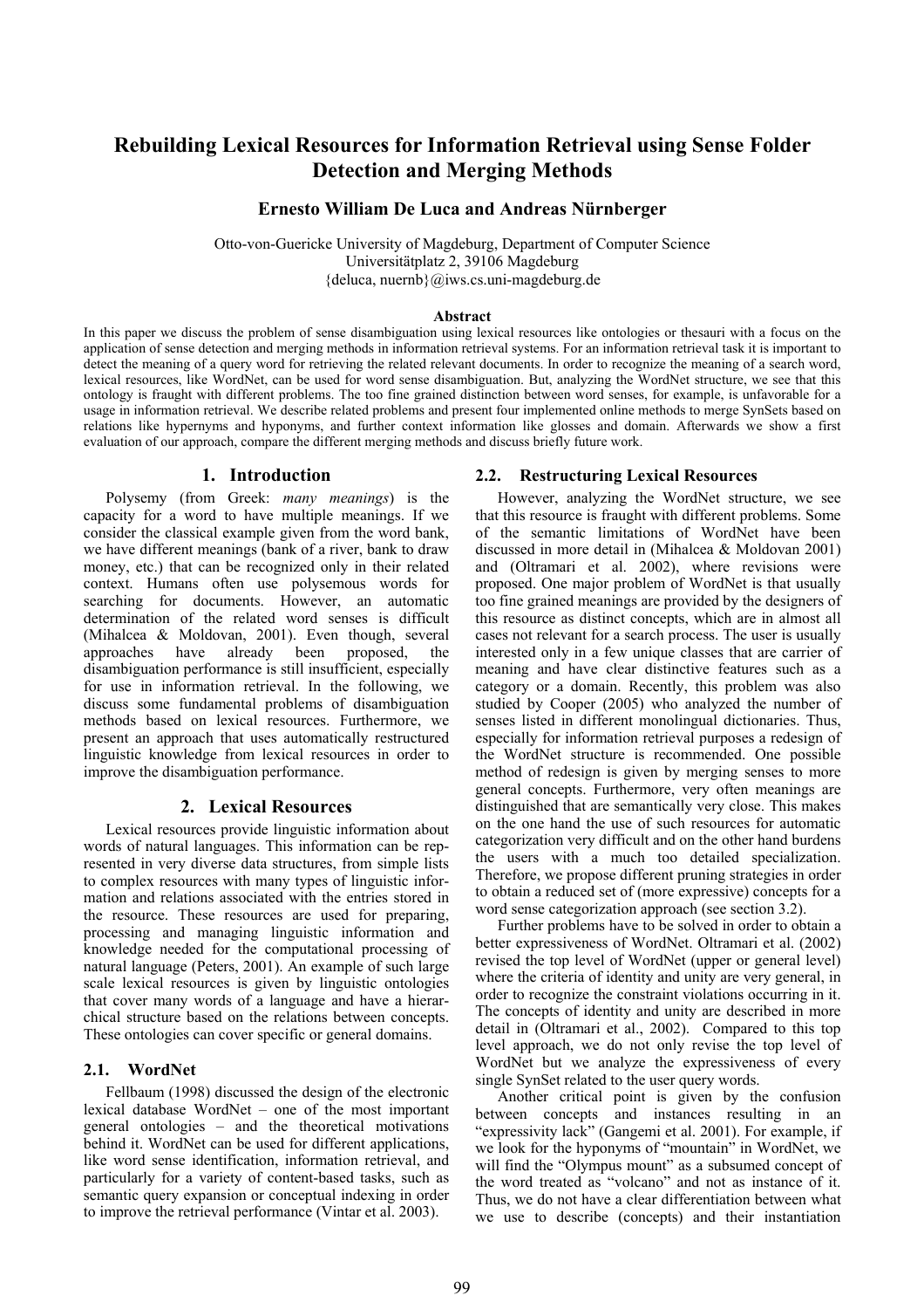# Rebuilding Lexical Resources for Information Retrieval using Sense Folder Detection and Merging Methods

**Ernesto William De Luca and Andreas Nürnberger**

Otto-von-Guericke University of Magdeburg, Department of Computer Science
Universitätplatz 2, 39106 Magdeburg
{deluca, nuernb}@iws.cs.uni-magdeburg.de

**Abstract**

In this paper we discuss the problem of sense disambiguation using lexical resources like ontologies or thesauri with a focus on the application of sense detection and merging methods in information retrieval systems. For an information retrieval task it is important to detect the meaning of a query word for retrieving the related relevant documents. In order to recognize the meaning of a search word, lexical resources, like WordNet, can be used for word sense disambiguation. But, analyzing the WordNet structure, we see that this ontology is fraught with different problems. The too fine grained distinction between word senses, for example, is unfavorable for a usage in information retrieval. We describe related problems and present four implemented online methods to merge SynSets based on relations like hypernyms and hyponyms, and further context information like glosses and domain. Afterwards we show a first evaluation of our approach, compare the different merging methods and discuss briefly future work.

## 1. Introduction

Polysemy (from Greek: *many meanings*) is the capacity for a word to have multiple meanings. If we consider the classical example given from the word bank, we have different meanings (bank of a river, bank to draw money, etc.) that can be recognized only in their related context. Humans often use polysemous words for searching for documents. However, an automatic determination of the related word senses is difficult (Mihalcea & Moldovan, 2001). Even though, several approaches have already been proposed, the disambiguation performance is still insufficient, especially for use in information retrieval. In the following, we discuss some fundamental problems of disambiguation methods based on lexical resources. Furthermore, we present an approach that uses automatically restructured linguistic knowledge from lexical resources in order to improve the disambiguation performance.

## 2. Lexical Resources

Lexical resources provide linguistic information about words of natural languages. This information can be represented in very diverse data structures, from simple lists to complex resources with many types of linguistic information and relations associated with the entries stored in the resource. These resources are used for preparing, processing and managing linguistic information and knowledge needed for the computational processing of natural language (Peters, 2001). An example of such large scale lexical resources is given by linguistic ontologies that cover many words of a language and have a hierarchical structure based on the relations between concepts. These ontologies can cover specific or general domains.

### 2.1. WordNet

Fellbaum (1998) discussed the design of the electronic lexical database WordNet – one of the most important general ontologies – and the theoretical motivations behind it. WordNet can be used for different applications, like word sense identification, information retrieval, and particularly for a variety of content-based tasks, such as semantic query expansion or conceptual indexing in order to improve the retrieval performance (Vintar et al. 2003).

### 2.2. Restructuring Lexical Resources

However, analyzing the WordNet structure, we see that this resource is fraught with different problems. Some of the semantic limitations of WordNet have been discussed in more detail in (Mihalcea & Moldovan 2001) and (Oltramari et al. 2002), where revisions were proposed. One major problem of WordNet is that usually too fine grained meanings are provided by the designers of this resource as distinct concepts, which are in almost all cases not relevant for a search process. The user is usually interested only in a few unique classes that are carrier of meaning and have clear distinctive features such as a category or a domain. Recently, this problem was also studied by Cooper (2005) who analyzed the number of senses listed in different monolingual dictionaries. Thus, especially for information retrieval purposes a redesign of the WordNet structure is recommended. One possible method of redesign is given by merging senses to more general concepts. Furthermore, very often meanings are distinguished that are semantically very close. This makes on the one hand the use of such resources for automatic categorization very difficult and on the other hand burdens the users with a much too detailed specialization. Therefore, we propose different pruning strategies in order to obtain a reduced set of (more expressive) concepts for a word sense categorization approach (see section 3.2).

Further problems have to be solved in order to obtain a better expressiveness of WordNet. Oltramari et al. (2002) revised the top level of WordNet (upper or general level) where the criteria of identity and unity are very general, in order to recognize the constraint violations occurring in it. The concepts of identity and unity are described in more detail in (Oltramari et al., 2002). Compared to this top level approach, we do not only revise the top level of WordNet but we analyze the expressiveness of every single SynSet related to the user query words.

Another critical point is given by the confusion between concepts and instances resulting in an "expressivity lack" (Gangemi et al. 2001). For example, if we look for the hyponyms of "mountain" in WordNet, we will find the "Olympus mount" as a subsumed concept of the word treated as "volcano" and not as instance of it. Thus, we do not have a clear differentiation between what we use to describe (concepts) and their instantiation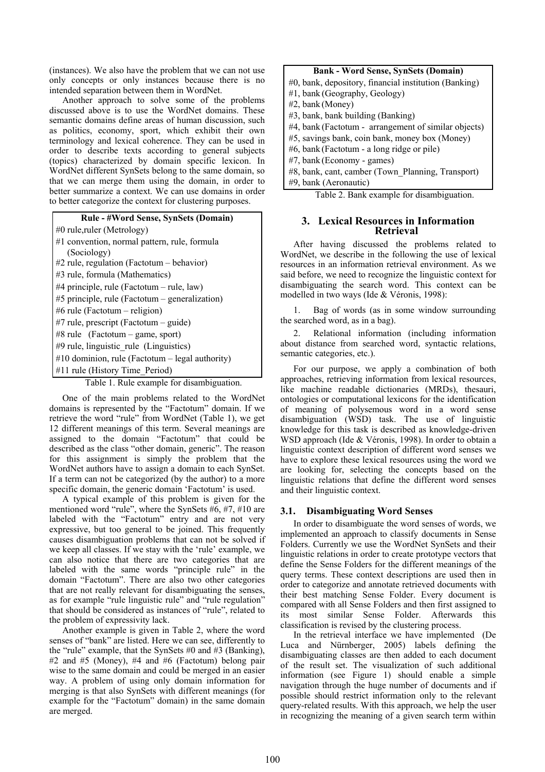(instances). We also have the problem that we can not use only concepts or only instances because there is no intended separation between them in WordNet.

Another approach to solve some of the problems discussed above is to use the WordNet domains. These semantic domains define areas of human discussion, such as politics, economy, sport, which exhibit their own terminology and lexical coherence. They can be used in order to describe texts according to general subjects (topics) characterized by domain specific lexicon. In WordNet different SynSets belong to the same domain, so that we can merge them using the domain, in order to better summarize a context. We can use domains in order to better categorize the context for clustering purposes.

| Rule - #Word Sense, SynSets (Domain) |
|---|
| #0 rule,ruler (Metrology) |
| #1 convention, normal pattern, rule, formula (Sociology) |
| #2 rule, regulation (Factotum – behavior) |
| #3 rule, formula (Mathematics) |
| #4 principle, rule (Factotum – rule, law) |
| #5 principle, rule (Factotum – generalization) |
| #6 rule (Factotum – religion) |
| #7 rule, prescript (Factotum – guide) |
| #8 rule (Factotum – game, sport) |
| #9 rule, linguistic_rule (Linguistics) |
| #10 dominion, rule (Factotum – legal authority) |
| #11 rule (History Time_Period) |

Table 1. Rule example for disambiguation.

One of the main problems related to the WordNet domains is represented by the "Factotum" domain. If we retrieve the word "rule" from WordNet (Table 1), we get 12 different meanings of this term. Several meanings are assigned to the domain "Factotum" that could be described as the class "other domain, generic". The reason for this assignment is simply the problem that the WordNet authors have to assign a domain to each SynSet. If a term can not be categorized (by the author) to a more specific domain, the generic domain 'Factotum' is used.

A typical example of this problem is given for the mentioned word "rule", where the SynSets #6, #7, #10 are labeled with the "Factotum" entry and are not very expressive, but too general to be joined. This frequently causes disambiguation problems that can not be solved if we keep all classes. If we stay with the 'rule' example, we can also notice that there are two categories that are labeled with the same words "principle rule" in the domain "Factotum". There are also two other categories that are not really relevant for disambiguating the senses, as for example "rule linguistic rule" and "rule regulation" that should be considered as instances of "rule", related to the problem of expressivity lack.

Another example is given in Table 2, where the word senses of "bank" are listed. Here we can see, differently to the "rule" example, that the SynSets #0 and #3 (Banking), #2 and #5 (Money), #4 and #6 (Factotum) belong pair wise to the same domain and could be merged in an easier way. A problem of using only domain information for merging is that also SynSets with different meanings (for example for the "Factotum" domain) in the same domain are merged.

| Bank - Word Sense, SynSets (Domain) |
|---|
| #0, bank, depository, financial institution (Banking) |
| #1, bank (Geography, Geology) |
| #2, bank (Money) |
| #3, bank, bank building (Banking) |
| #4, bank (Factotum - arrangement of similar objects) |
| #5, savings bank, coin bank, money box (Money) |
| #6, bank (Factotum - a long ridge or pile) |
| #7, bank (Economy - games) |
| #8, bank, cant, camber (Town_Planning, Transport) |
| #9, bank (Aeronautic) |

Table 2. Bank example for disambiguation.

## 3. Lexical Resources in Information Retrieval

After having discussed the problems related to WordNet, we describe in the following the use of lexical resources in an information retrieval environment. As we said before, we need to recognize the linguistic context for disambiguating the search word. This context can be modelled in two ways (Ide & Véronis, 1998):

1. Bag of words (as in some window surrounding the searched word, as in a bag).

2. Relational information (including information about distance from searched word, syntactic relations, semantic categories, etc.).

For our purpose, we apply a combination of both approaches, retrieving information from lexical resources, like machine readable dictionaries (MRDs), thesauri, ontologies or computational lexicons for the identification of meaning of polysemous word in a word sense disambiguation (WSD) task. The use of linguistic knowledge for this task is described as knowledge-driven WSD approach (Ide & Véronis, 1998). In order to obtain a linguistic context description of different word senses we have to explore these lexical resources using the word we are looking for, selecting the concepts based on the linguistic relations that define the different word senses and their linguistic context.

### 3.1. Disambiguating Word Senses

In order to disambiguate the word senses of words, we implemented an approach to classify documents in Sense Folders. Currently we use the WordNet SynSets and their linguistic relations in order to create prototype vectors that define the Sense Folders for the different meanings of the query terms. These context descriptions are used then in order to categorize and annotate retrieved documents with their best matching Sense Folder. Every document is compared with all Sense Folders and then first assigned to its most similar Sense Folder. Afterwards this classification is revised by the clustering process.

In the retrieval interface we have implemented (De Luca and Nürnberger, 2005) labels defining the disambiguating classes are then added to each document of the result set. The visualization of such additional information (see Figure 1) should enable a simple navigation through the huge number of documents and if possible should restrict information only to the relevant query-related results. With this approach, we help the user in recognizing the meaning of a given search term within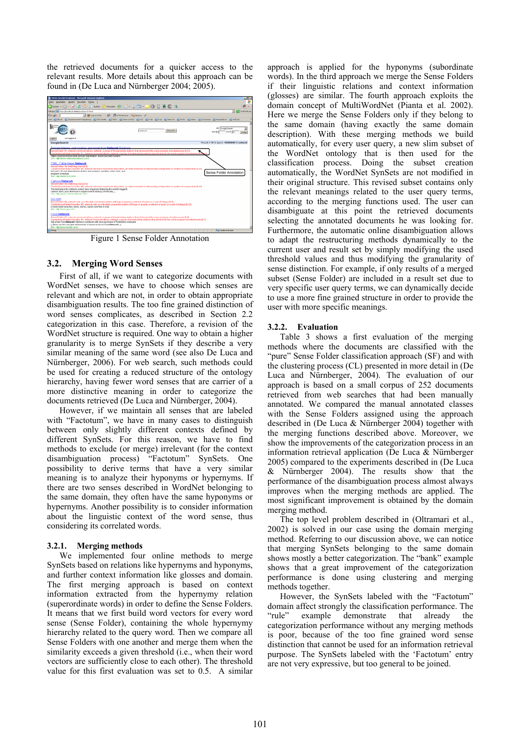the retrieved documents for a quicker access to the relevant results. More details about this approach can be found in (De Luca and Nürnberger 2004; 2005).

Figure 1 Sense Folder Annotation

### 3.2. Merging Word Senses

First of all, if we want to categorize documents with WordNet senses, we have to choose which senses are relevant and which are not, in order to obtain appropriate disambiguation results. The too fine grained distinction of word senses complicates, as described in Section 2.2 categorization in this case. Therefore, a revision of the WordNet structure is required. One way to obtain a higher granularity is to merge SynSets if they describe a very similar meaning of the same word (see also De Luca and Nürnberger, 2006). For web search, such methods could be used for creating a reduced structure of the ontology hierarchy, having fewer word senses that are carrier of a more distinctive meaning in order to categorize the documents retrieved (De Luca and Nürnberger, 2004).

However, if we maintain all senses that are labeled with "Factotum", we have in many cases to distinguish between only slightly different contexts defined by different SynSets. For this reason, we have to find methods to exclude (or merge) irrelevant (for the context disambiguation process) "Factotum" SynSets. One possibility to derive terms that have a very similar meaning is to analyze their hyponyms or hypernyms. If there are two senses described in WordNet belonging to the same domain, they often have the same hyponyms or hypernyms. Another possibility is to consider information about the linguistic context of the word sense, thus considering its correlated words.

#### 3.2.1. Merging methods

We implemented four online methods to merge SynSets based on relations like hypernyms and hyponyms, and further context information like glosses and domain. The first merging approach is based on context information extracted from the hypernymy relation (superordinate words) in order to define the Sense Folders. It means that we first build word vectors for every word sense (Sense Folder), containing the whole hypernymy hierarchy related to the query word. Then we compare all Sense Folders with one another and merge them when the similarity exceeds a given threshold (i.e., when their word vectors are sufficiently close to each other). The threshold value for this first evaluation was set to 0.5. A similar approach is applied for the hyponyms (subordinate words). In the third approach we merge the Sense Folders if their linguistic relations and context information (glosses) are similar. The fourth approach exploits the domain concept of MultiWordNet (Pianta et al. 2002). Here we merge the Sense Folders only if they belong to the same domain (having exactly the same domain description). With these merging methods we build automatically, for every user query, a new slim subset of the WordNet ontology that is then used for the classification process. Doing the subset creation automatically, the WordNet SynSets are not modified in their original structure. This revised subset contains only the relevant meanings related to the user query terms, according to the merging functions used. The user can disambiguate at this point the retrieved documents selecting the annotated documents he was looking for. Furthermore, the automatic online disambiguation allows to adapt the restructuring methods dynamically to the current user and result set by simply modifying the used threshold values and thus modifying the granularity of sense distinction. For example, if only results of a merged subset (Sense Folder) are included in a result set due to very specific user query terms, we can dynamically decide to use a more fine grained structure in order to provide the user with more specific meanings.

#### 3.2.2. Evaluation

Table 3 shows a first evaluation of the merging methods where the documents are classified with the "pure" Sense Folder classification approach (SF) and with the clustering process (CL) presented in more detail in (De Luca and Nürnberger, 2004). The evaluation of our approach is based on a small corpus of 252 documents retrieved from web searches that had been manually annotated. We compared the manual annotated classes with the Sense Folders assigned using the approach described in (De Luca & Nürnberger 2004) together with the merging functions described above. Moreover, we show the improvements of the categorization process in an information retrieval application (De Luca & Nürnberger 2005) compared to the experiments described in (De Luca & Nürnberger 2004). The results show that the performance of the disambiguation process almost always improves when the merging methods are applied. The most significant improvement is obtained by the domain merging method.

The top level problem described in (Oltramari et al., 2002) is solved in our case using the domain merging method. Referring to our discussion above, we can notice that merging SynSets belonging to the same domain shows mostly a better categorization. The "bank" example shows that a great improvement of the categorization performance is done using clustering and merging methods together.

However, the SynSets labeled with the "Factotum" domain affect strongly the classification performance. The "rule" example demonstrate that already the categorization performance without any merging methods is poor, because of the too fine grained word sense distinction that cannot be used for an information retrieval purpose. The SynSets labeled with the 'Factotum' entry are not very expressive, but too general to be joined.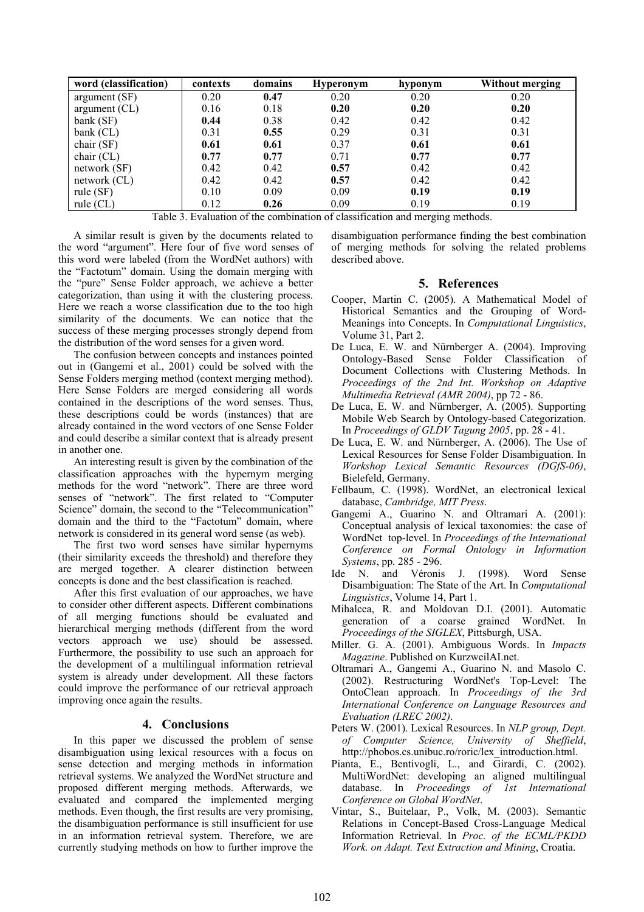| word (classification) | contexts | domains | Hyperonym | hyponym | Without merging |
|---|---|---|---|---|---|
| argument (SF) | 0.20 | **0.47** | 0.20 | 0.20 | 0.20 |
| argument (CL) | 0.16 | 0.18 | **0.20** | **0.20** | **0.20** |
| bank (SF) | **0.44** | 0.38 | 0.42 | 0.42 | 0.42 |
| bank (CL) | 0.31 | **0.55** | 0.29 | 0.31 | 0.31 |
| chair (SF) | **0.61** | **0.61** | 0.37 | **0.61** | **0.61** |
| chair (CL) | **0.77** | **0.77** | 0.71 | **0.77** | **0.77** |
| network (SF) | 0.42 | 0.42 | **0.57** | 0.42 | 0.42 |
| network (CL) | 0.42 | 0.42 | **0.57** | 0.42 | 0.42 |
| rule (SF) | 0.10 | 0.09 | 0.09 | **0.19** | **0.19** |
| rule (CL) | 0.12 | **0.26** | 0.09 | 0.19 | 0.19 |

Table 3. Evaluation of the combination of classification and merging methods.

A similar result is given by the documents related to the word "argument". Here four of five word senses of this word were labeled (from the WordNet authors) with the "Factotum" domain. Using the domain merging with the "pure" Sense Folder approach, we achieve a better categorization, than using it with the clustering process. Here we reach a worse classification due to the too high similarity of the documents. We can notice that the success of these merging processes strongly depend from the distribution of the word senses for a given word.

The confusion between concepts and instances pointed out in (Gangemi et al., 2001) could be solved with the Sense Folders merging method (context merging method). Here Sense Folders are merged considering all words contained in the descriptions of the word senses. Thus, these descriptions could be words (instances) that are already contained in the word vectors of one Sense Folder and could describe a similar context that is already present in another one.

An interesting result is given by the combination of the classification approaches with the hypernym merging methods for the word "network". There are three word senses of "network". The first related to "Computer Science" domain, the second to the "Telecommunication" domain and the third to the "Factotum" domain, where network is considered in its general word sense (as web).

The first two word senses have similar hypernyms (their similarity exceeds the threshold) and therefore they are merged together. A clearer distinction between concepts is done and the best classification is reached.

After this first evaluation of our approaches, we have to consider other different aspects. Different combinations of all merging functions should be evaluated and hierarchical merging methods (different from the word vectors approach we use) should be assessed. Furthermore, the possibility to use such an approach for the development of a multilingual information retrieval system is already under development. All these factors could improve the performance of our retrieval approach improving once again the results.

## 4. Conclusions

In this paper we discussed the problem of sense disambiguation using lexical resources with a focus on sense detection and merging methods in information retrieval systems. We analyzed the WordNet structure and proposed different merging methods. Afterwards, we evaluated and compared the implemented merging methods. Even though, the first results are very promising, the disambiguation performance is still insufficient for use in an information retrieval system. Therefore, we are currently studying methods on how to further improve the disambiguation performance finding the best combination of merging methods for solving the related problems described above.

## 5. References

Cooper, Martin C. (2005). A Mathematical Model of Historical Semantics and the Grouping of Word-Meanings into Concepts. In *Computational Linguistics*, Volume 31, Part 2.

De Luca, E. W. and Nürnberger A. (2004). Improving Ontology-Based Sense Folder Classification of Document Collections with Clustering Methods. In *Proceedings of the 2nd Int. Workshop on Adaptive Multimedia Retrieval (AMR 2004)*, pp 72 - 86.

De Luca, E. W. and Nürnberger, A. (2005). Supporting Mobile Web Search by Ontology-based Categorization. In *Proceedings of GLDV Tagung 2005*, pp. 28 - 41.

De Luca, E. W. and Nürnberger, A. (2006). The Use of Lexical Resources for Sense Folder Disambiguation. In *Workshop Lexical Semantic Resources (DGfS-06)*, Bielefeld, Germany.

Fellbaum, C. (1998). WordNet, an electronical lexical database, *Cambridge, MIT Press*.

Gangemi A., Guarino N. and Oltramari A. (2001): Conceptual analysis of lexical taxonomies: the case of WordNet top-level. In *Proceedings of the International Conference on Formal Ontology in Information Systems*, pp. 285 - 296.

Ide N. and Véronis J. (1998). Word Sense Disambiguation: The State of the Art. In *Computational Linguistics*, Volume 14, Part 1.

Mihalcea, R. and Moldovan D.I. (2001). Automatic generation of a coarse grained WordNet. In *Proceedings of the SIGLEX*, Pittsburgh, USA.

Miller. G. A. (2001). Ambiguous Words. In *Impacts Magazine*. Published on KurzweilAI.net.

Oltramari A., Gangemi A., Guarino N. and Masolo C. (2002). Restructuring WordNet's Top-Level: The OntoClean approach. In *Proceedings of the 3rd International Conference on Language Resources and Evaluation (LREC 2002)*.

Peters W. (2001). Lexical Resources. In *NLP group, Dept. of Computer Science, University of Sheffield*, http://phobos.cs.unibuc.ro/roric/lex_introduction.html.

Pianta, E., Bentivogli, L., and Girardi, C. (2002). MultiWordNet: developing an aligned multilingual database. In *Proceedings of 1st International Conference on Global WordNet*.

Vintar, S., Buitelaar, P., Volk, M. (2003). Semantic Relations in Concept-Based Cross-Language Medical Information Retrieval. In *Proc. of the ECML/PKDD Work. on Adapt. Text Extraction and Mining*, Croatia.